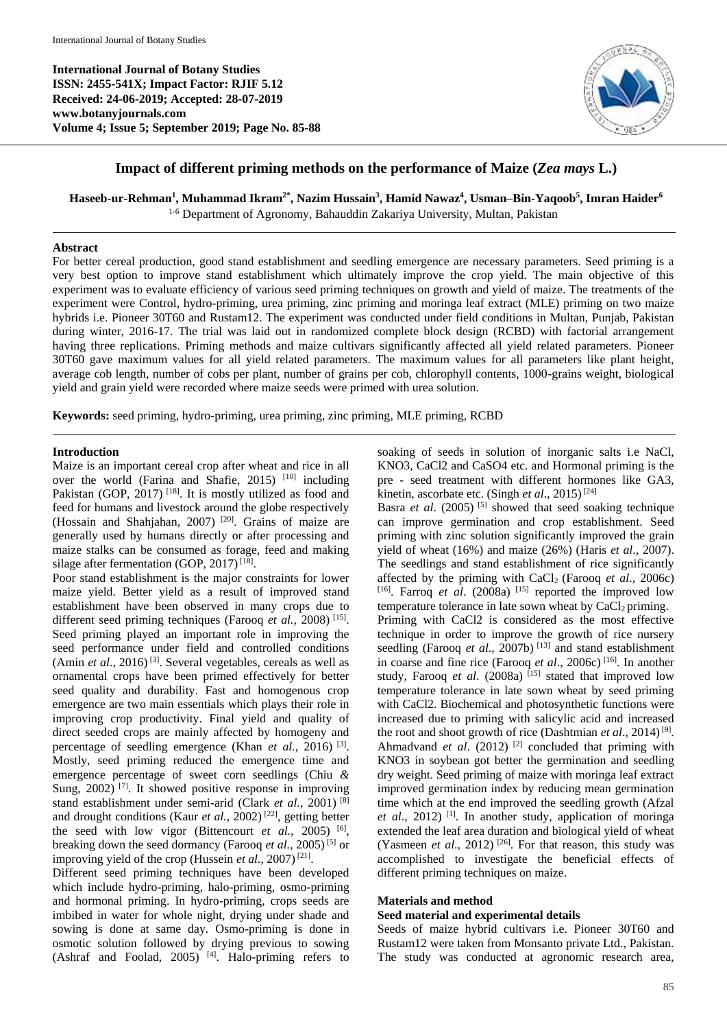International Journal of Botany Studies
ISSN: 2455-541X; Impact Factor: RJIF 5.12
Received: 24-06-2019; Accepted: 28-07-2019
www.botanyjournals.com
Volume 4; Issue 5; September 2019; Page No. 85-88

# Impact of different priming methods on the performance of Maize (*Zea mays* L.)

**Haseeb-ur-Rehman[1], Muhammad Ikram[2*], Nazim Hussain[3], Hamid Nawaz[4], Usman–Bin-Yaqoob[5], Imran Haider[6]**

[1-6] Department of Agronomy, Bahauddin Zakariya University, Multan, Pakistan

## Abstract

For better cereal production, good stand establishment and seedling emergence are necessary parameters. Seed priming is a very best option to improve stand establishment which ultimately improve the crop yield. The main objective of this experiment was to evaluate efficiency of various seed priming techniques on growth and yield of maize. The treatments of the experiment were Control, hydro-priming, urea priming, zinc priming and moringa leaf extract (MLE) priming on two maize hybrids i.e. Pioneer 30T60 and Rustam12. The experiment was conducted under field conditions in Multan, Punjab, Pakistan during winter, 2016-17. The trial was laid out in randomized complete block design (RCBD) with factorial arrangement having three replications. Priming methods and maize cultivars significantly affected all yield related parameters. Pioneer 30T60 gave maximum values for all yield related parameters. The maximum values for all parameters like plant height, average cob length, number of cobs per plant, number of grains per cob, chlorophyll contents, 1000-grains weight, biological yield and grain yield were recorded where maize seeds were primed with urea solution.

**Keywords:** seed priming, hydro-priming, urea priming, zinc priming, MLE priming, RCBD

## Introduction

Maize is an important cereal crop after wheat and rice in all over the world (Farina and Shafie, 2015) [10] including Pakistan (GOP, 2017) [18]. It is mostly utilized as food and feed for humans and livestock around the globe respectively (Hossain and Shahjahan, 2007) [20]. Grains of maize are generally used by humans directly or after processing and maize stalks can be consumed as forage, feed and making silage after fermentation (GOP, 2017) [18].

Poor stand establishment is the major constraints for lower maize yield. Better yield as a result of improved stand establishment have been observed in many crops due to different seed priming techniques (Farooq *et al.*, 2008) [15]. Seed priming played an important role in improving the seed performance under field and controlled conditions (Amin *et al*., 2016) [3]. Several vegetables, cereals as well as ornamental crops have been primed effectively for better seed quality and durability. Fast and homogenous crop emergence are two main essentials which plays their role in improving crop productivity. Final yield and quality of direct seeded crops are mainly affected by homogeny and percentage of seedling emergence (Khan *et al.*, 2016) [3]. Mostly, seed priming reduced the emergence time and emergence percentage of sweet corn seedlings (Chiu & Sung, 2002) [7]. It showed positive response in improving stand establishment under semi-arid (Clark *et al*., 2001) [8] and drought conditions (Kaur *et al.*, 2002) [22], getting better the seed with low vigor (Bittencourt *et al.*, 2005) [6], breaking down the seed dormancy (Farooq *et al.*, 2005) [5] or improving yield of the crop (Hussein *et al.*, 2007) [21].

Different seed priming techniques have been developed which include hydro-priming, halo-priming, osmo-priming and hormonal priming. In hydro-priming, crops seeds are imbibed in water for whole night, drying under shade and sowing is done at same day. Osmo-priming is done in osmotic solution followed by drying previous to sowing (Ashraf and Foolad, 2005) [4]. Halo-priming refers to soaking of seeds in solution of inorganic salts i.e NaCl, KNO3, CaCl2 and CaSO4 etc. and Hormonal priming is the pre - seed treatment with different hormones like GA3, kinetin, ascorbate etc. (Singh *et al*., 2015) [24]

Basra *et al*. (2005) [5] showed that seed soaking technique can improve germination and crop establishment. Seed priming with zinc solution significantly improved the grain yield of wheat (16%) and maize (26%) (Haris *et al*., 2007). The seedlings and stand establishment of rice significantly affected by the priming with $CaCl_2$ (Farooq *et al*., 2006c) [16]. Farroq *et al*. (2008a) [15] reported the improved low temperature tolerance in late sown wheat by $CaCl_2$ priming.

Priming with CaCl2 is considered as the most effective technique in order to improve the growth of rice nursery seedling (Farooq *et al*., 2007b) [13] and stand establishment in coarse and fine rice (Farooq *et al*., 2006c) [16]. In another study, Farooq *et al*. (2008a) [15] stated that improved low temperature tolerance in late sown wheat by seed priming with CaCl2. Biochemical and photosynthetic functions were increased due to priming with salicylic acid and increased the root and shoot growth of rice (Dashtmian *et al*., 2014) [9]. Ahmadvand *et al*. (2012) [2] concluded that priming with KNO3 in soybean got better the germination and seedling dry weight. Seed priming of maize with moringa leaf extract improved germination index by reducing mean germination time which at the end improved the seedling growth (Afzal *et al*., 2012) [1]. In another study, application of moringa extended the leaf area duration and biological yield of wheat (Yasmeen *et al*., 2012) [26]. For that reason, this study was accomplished to investigate the beneficial effects of different priming techniques on maize.

## Materials and method

### Seed material and experimental details

Seeds of maize hybrid cultivars i.e. Pioneer 30T60 and Rustam12 were taken from Monsanto private Ltd., Pakistan. The study was conducted at agronomic research area,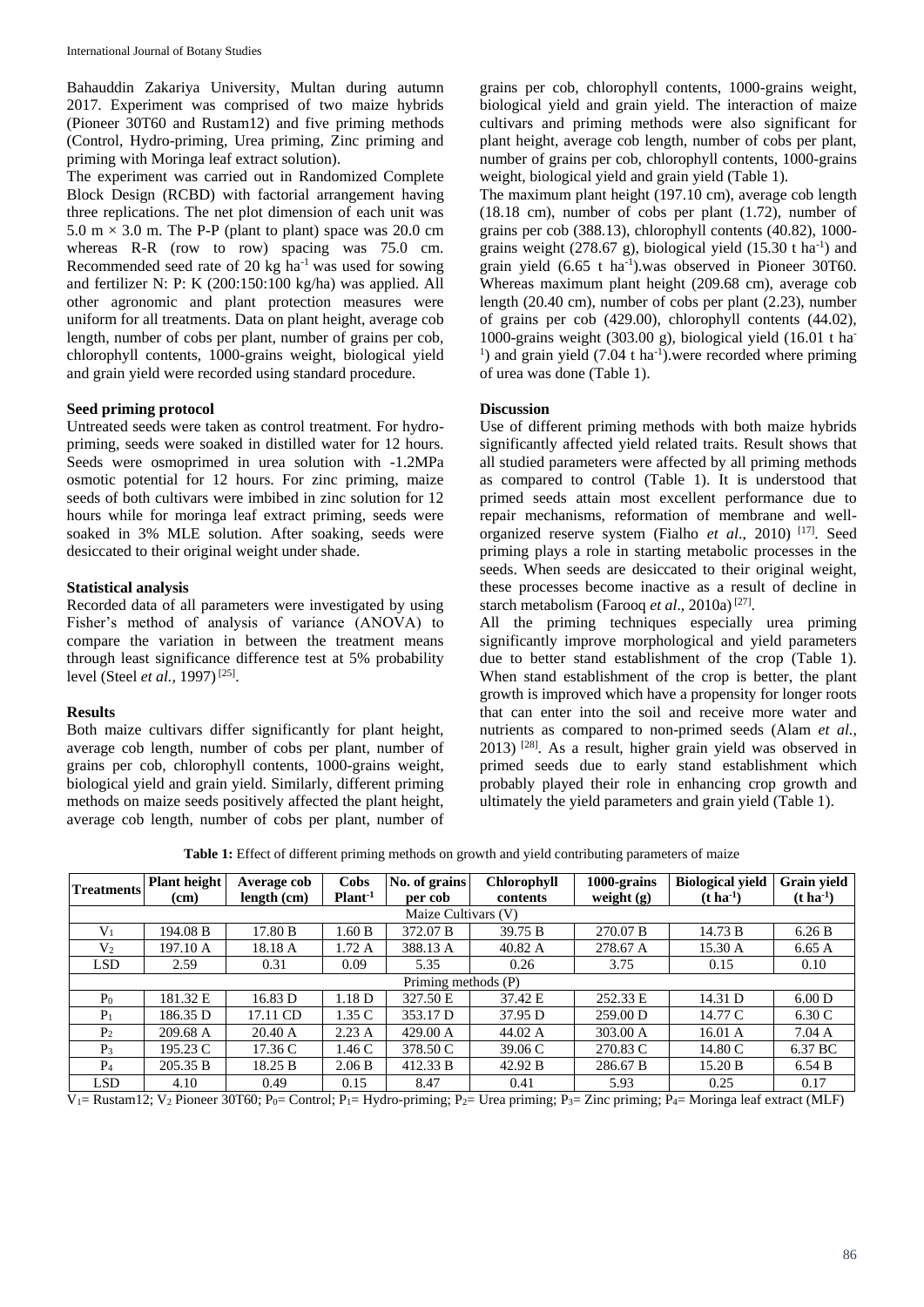Bahauddin Zakariya University, Multan during autumn 2017. Experiment was comprised of two maize hybrids (Pioneer 30T60 and Rustam12) and five priming methods (Control, Hydro-priming, Urea priming, Zinc priming and priming with Moringa leaf extract solution).

The experiment was carried out in Randomized Complete Block Design (RCBD) with factorial arrangement having three replications. The net plot dimension of each unit was 5.0 m × 3.0 m. The P-P (plant to plant) space was 20.0 cm whereas R-R (row to row) spacing was 75.0 cm. Recommended seed rate of 20 kg ha$^{-1}$ was used for sowing and fertilizer N: P: K (200:150:100 kg/ha) was applied. All other agronomic and plant protection measures were uniform for all treatments. Data on plant height, average cob length, number of cobs per plant, number of grains per cob, chlorophyll contents, 1000-grains weight, biological yield and grain yield were recorded using standard procedure.

**Seed priming protocol**

Untreated seeds were taken as control treatment. For hydro-priming, seeds were soaked in distilled water for 12 hours. Seeds were osmoprimed in urea solution with -1.2MPa osmotic potential for 12 hours. For zinc priming, maize seeds of both cultivars were imbibed in zinc solution for 12 hours while for moringa leaf extract priming, seeds were soaked in 3% MLE solution. After soaking, seeds were desiccated to their original weight under shade.

**Statistical analysis**

Recorded data of all parameters were investigated by using Fisher's method of analysis of variance (ANOVA) to compare the variation in between the treatment means through least significance difference test at 5% probability level (Steel *et al.*, 1997) [25].

**Results**

Both maize cultivars differ significantly for plant height, average cob length, number of cobs per plant, number of grains per cob, chlorophyll contents, 1000-grains weight, biological yield and grain yield. Similarly, different priming methods on maize seeds positively affected the plant height, average cob length, number of cobs per plant, number of grains per cob, chlorophyll contents, 1000-grains weight, biological yield and grain yield. The interaction of maize cultivars and priming methods were also significant for plant height, average cob length, number of cobs per plant, number of grains per cob, chlorophyll contents, 1000-grains weight, biological yield and grain yield (Table 1).

The maximum plant height (197.10 cm), average cob length (18.18 cm), number of cobs per plant (1.72), number of grains per cob (388.13), chlorophyll contents (40.82), 1000-grains weight (278.67 g), biological yield (15.30 t ha$^{-1}$) and grain yield (6.65 t ha$^{-1}$).was observed in Pioneer 30T60. Whereas maximum plant height (209.68 cm), average cob length (20.40 cm), number of cobs per plant (2.23), number of grains per cob (429.00), chlorophyll contents (44.02), 1000-grains weight (303.00 g), biological yield (16.01 t ha$^{-1}$) and grain yield (7.04 t ha$^{-1}$).were recorded where priming of urea was done (Table 1).

**Discussion**

Use of different priming methods with both maize hybrids significantly affected yield related traits. Result shows that all studied parameters were affected by all priming methods as compared to control (Table 1). It is understood that primed seeds attain most excellent performance due to repair mechanisms, reformation of membrane and well-organized reserve system (Fialho *et al*., 2010) [17]. Seed priming plays a role in starting metabolic processes in the seeds. When seeds are desiccated to their original weight, these processes become inactive as a result of decline in starch metabolism (Farooq *et al*., 2010a) [27].

All the priming techniques especially urea priming significantly improve morphological and yield parameters due to better stand establishment of the crop (Table 1). When stand establishment of the crop is better, the plant growth is improved which have a propensity for longer roots that can enter into the soil and receive more water and nutrients as compared to non-primed seeds (Alam *et al.*, 2013) [28]. As a result, higher grain yield was observed in primed seeds due to early stand establishment which probably played their role in enhancing crop growth and ultimately the yield parameters and grain yield (Table 1).

**Table 1:** Effect of different priming methods on growth and yield contributing parameters of maize

| Treatments | Plant height (cm) | Average cob length (cm) | Cobs Plant$^{-1}$ | No. of grains per cob | Chlorophyll contents | 1000-grains weight (g) | Biological yield (t ha$^{-1}$) | Grain yield (t ha$^{-1}$) |
|---|---|---|---|---|---|---|---|---|
| Maize Cultivars (V) | | | | | | | | |
| $V_1$ | 194.08 B | 17.80 B | 1.60 B | 372.07 B | 39.75 B | 270.07 B | 14.73 B | 6.26 B |
| $V_2$ | 197.10 A | 18.18 A | 1.72 A | 388.13 A | 40.82 A | 278.67 A | 15.30 A | 6.65 A |
| LSD | 2.59 | 0.31 | 0.09 | 5.35 | 0.26 | 3.75 | 0.15 | 0.10 |
| Priming methods (P) | | | | | | | | |
| $P_0$ | 181.32 E | 16.83 D | 1.18 D | 327.50 E | 37.42 E | 252.33 E | 14.31 D | 6.00 D |
| $P_1$ | 186.35 D | 17.11 CD | 1.35 C | 353.17 D | 37.95 D | 259.00 D | 14.77 C | 6.30 C |
| $P_2$ | 209.68 A | 20.40 A | 2.23 A | 429.00 A | 44.02 A | 303.00 A | 16.01 A | 7.04 A |
| $P_3$ | 195.23 C | 17.36 C | 1.46 C | 378.50 C | 39.06 C | 270.83 C | 14.80 C | 6.37 BC |
| $P_4$ | 205.35 B | 18.25 B | 2.06 B | 412.33 B | 42.92 B | 286.67 B | 15.20 B | 6.54 B |
| LSD | 4.10 | 0.49 | 0.15 | 8.47 | 0.41 | 5.93 | 0.25 | 0.17 |

$V_1$= Rustam12; $V_2$ Pioneer 30T60; $P_0$= Control; $P_1$= Hydro-priming; $P_2$= Urea priming; $P_3$= Zinc priming; $P_4$= Moringa leaf extract (MLF)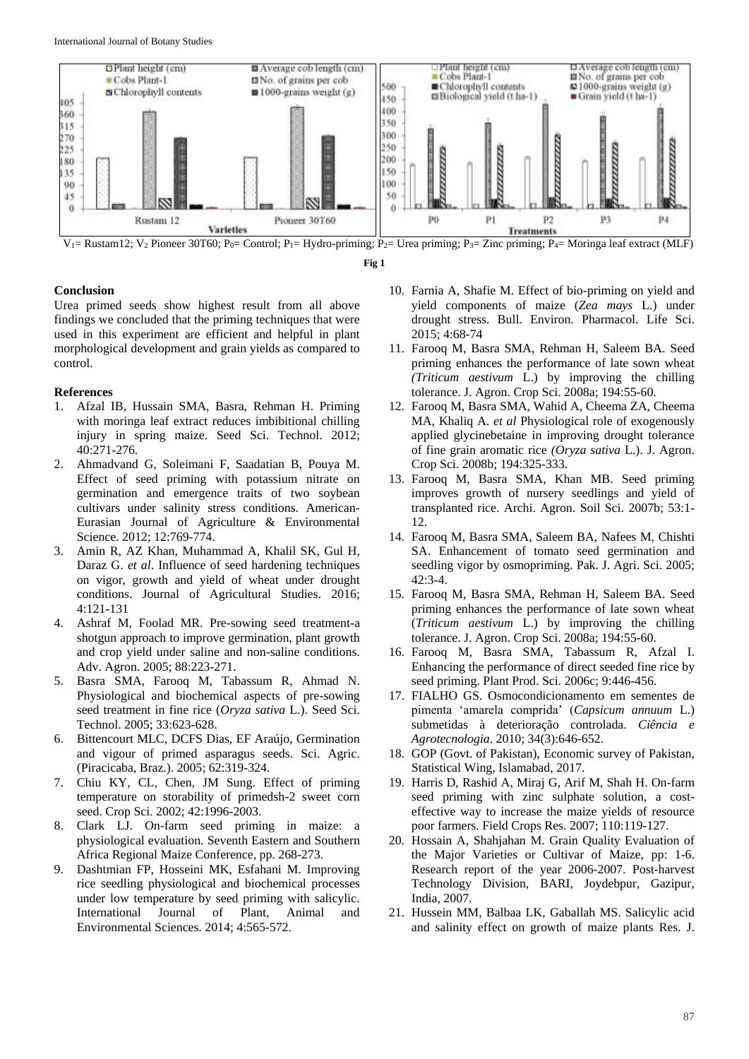□Plant height (cm) ■Average cob length (cm)
■Cobs Plant-1 □No. of grains per cob
■Chlorophyll contents ■1000-grains weight (g)

405
360
315
270
225
180
135
90
45
0

Rustam 12
Pioneer 30T60
Varieties

□Plant height (cm) □Average cob length (cm)
■Cobs Plant-1 ■No. of grains per cob
■Chlorophyll contents ■1000-grains weight (g)
□Biological yield (t ha-1) ■Grain yield (t ha-1)

500
450
400
350
300
250
200
150
100
50
0

P0
P1
P2
P3
P4
Treatments

$V_1$= Rustam12; $V_2$ Pioneer 30T60; $P_0$= Control; $P_1$= Hydro-priming; $P_2$= Urea priming; $P_3$= Zinc priming; $P_4$= Moringa leaf extract (MLF)

**Fig 1**

## Conclusion

Urea primed seeds show highest result from all above findings we concluded that the priming techniques that were used in this experiment are efficient and helpful in plant morphological development and grain yields as compared to control.

## References

1. Afzal IB, Hussain SMA, Basra, Rehman H. Priming with moringa leaf extract reduces imbibitional chilling injury in spring maize. Seed Sci. Technol. 2012; 40:271-276.
2. Ahmadvand G, Soleimani F, Saadatian B, Pouya M. Effect of seed priming with potassium nitrate on germination and emergence traits of two soybean cultivars under salinity stress conditions. American-Eurasian Journal of Agriculture & Environmental Science. 2012; 12:769-774.
3. Amin R, AZ Khan, Muhammad A, Khalil SK, Gul H, Daraz G. *et al*. Influence of seed hardening techniques on vigor, growth and yield of wheat under drought conditions. Journal of Agricultural Studies. 2016; 4:121-131
4. Ashraf M, Foolad MR. Pre-sowing seed treatment-a shotgun approach to improve germination, plant growth and crop yield under saline and non-saline conditions. Adv. Agron. 2005; 88:223-271.
5. Basra SMA, Farooq M, Tabassum R, Ahmad N. Physiological and biochemical aspects of pre-sowing seed treatment in fine rice (*Oryza sativa* L.). Seed Sci. Technol. 2005; 33:623-628.
6. Bittencourt MLC, DCFS Dias, EF Araújo, Germination and vigour of primed asparagus seeds. Sci. Agric. (Piracicaba, Braz.). 2005; 62:319-324.
7. Chiu KY, CL, Chen, JM Sung. Effect of priming temperature on storability of primedsh-2 sweet corn seed. Crop Sci. 2002; 42:1996-2003.
8. Clark LJ. On-farm seed priming in maize: a physiological evaluation. Seventh Eastern and Southern Africa Regional Maize Conference, pp. 268-273.
9. Dashtmian FP, Hosseini MK, Esfahani M. Improving rice seedling physiological and biochemical processes under low temperature by seed priming with salicylic. International Journal of Plant, Animal and Environmental Sciences. 2014; 4:565-572.
10. Farnia A, Shafie M. Effect of bio-priming on yield and yield components of maize (*Zea mays* L.) under drought stress. Bull. Environ. Pharmacol. Life Sci. 2015; 4:68-74
11. Farooq M, Basra SMA, Rehman H, Saleem BA. Seed priming enhances the performance of late sown wheat *(Triticum aestivum* L.) by improving the chilling tolerance. J. Agron. Crop Sci. 2008a; 194:55-60.
12. Farooq M, Basra SMA, Wahid A, Cheema ZA, Cheema MA, Khaliq A. *et al* Physiological role of exogenously applied glycinebetaine in improving drought tolerance of fine grain aromatic rice *(Oryza sativa* L.). J. Agron. Crop Sci. 2008b; 194:325-333.
13. Farooq M, Basra SMA, Khan MB. Seed priming improves growth of nursery seedlings and yield of transplanted rice. Archi. Agron. Soil Sci. 2007b; 53:1-12.
14. Farooq M, Basra SMA, Saleem BA, Nafees M, Chishti SA. Enhancement of tomato seed germination and seedling vigor by osmopriming. Pak. J. Agri. Sci. 2005; 42:3-4.
15. Farooq M, Basra SMA, Rehman H, Saleem BA. Seed priming enhances the performance of late sown wheat (*Triticum aestivum* L.) by improving the chilling tolerance. J. Agron. Crop Sci. 2008a; 194:55-60.
16. Farooq M, Basra SMA, Tabassum R, Afzal I. Enhancing the performance of direct seeded fine rice by seed priming. Plant Prod. Sci. 2006c; 9:446-456.
17. FIALHO GS. Osmocondicionamento em sementes de pimenta 'amarela comprida' (*Capsicum annuum* L.) submetidas à deterioração controlada. *Ciência e Agrotecnologia*. 2010; 34(3):646-652.
18. GOP (Govt. of Pakistan), Economic survey of Pakistan, Statistical Wing, Islamabad, 2017.
19. Harris D, Rashid A, Miraj G, Arif M, Shah H. On-farm seed priming with zinc sulphate solution, a cost-effective way to increase the maize yields of resource poor farmers. Field Crops Res. 2007; 110:119-127.
20. Hossain A, Shahjahan M. Grain Quality Evaluation of the Major Varieties or Cultivar of Maize, pp: 1-6. Research report of the year 2006-2007. Post-harvest Technology Division, BARI, Joydebpur, Gazipur, India, 2007.
21. Hussein MM, Balbaa LK, Gaballah MS. Salicylic acid and salinity effect on growth of maize plants Res. J.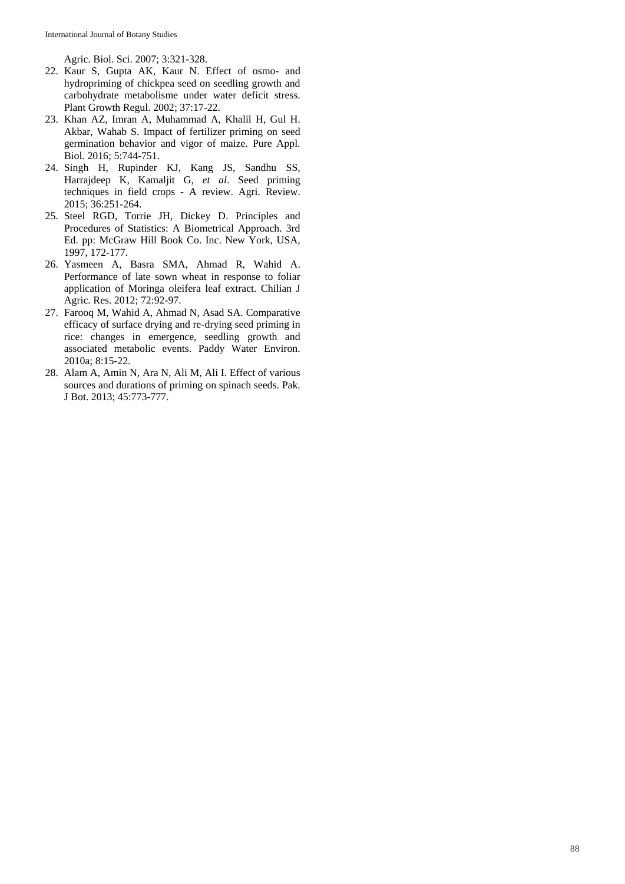Agric. Biol. Sci. 2007; 3:321-328.

22. Kaur S, Gupta AK, Kaur N. Effect of osmo- and hydropriming of chickpea seed on seedling growth and carbohydrate metabolisme under water deficit stress. Plant Growth Regul. 2002; 37:17-22.
23. Khan AZ, Imran A, Muhammad A, Khalil H, Gul H. Akbar, Wahab S. Impact of fertilizer priming on seed germination behavior and vigor of maize. Pure Appl. Biol. 2016; 5:744-751.
24. Singh H, Rupinder KJ, Kang JS, Sandhu SS, Harrajdeep K, Kamaljit G, *et al*. Seed priming techniques in field crops - A review. Agri. Review. 2015; 36:251-264.
25. Steel RGD, Torrie JH, Dickey D. Principles and Procedures of Statistics: A Biometrical Approach. 3rd Ed. pp: McGraw Hill Book Co. Inc. New York, USA, 1997, 172-177.
26. Yasmeen A, Basra SMA, Ahmad R, Wahid A. Performance of late sown wheat in response to foliar application of Moringa oleifera leaf extract. Chilian J Agric. Res. 2012; 72:92-97.
27. Farooq M, Wahid A, Ahmad N, Asad SA. Comparative efficacy of surface drying and re-drying seed priming in rice: changes in emergence, seedling growth and associated metabolic events. Paddy Water Environ. 2010a; 8:15-22.
28. Alam A, Amin N, Ara N, Ali M, Ali I. Effect of various sources and durations of priming on spinach seeds. Pak. J Bot. 2013; 45:773-777.